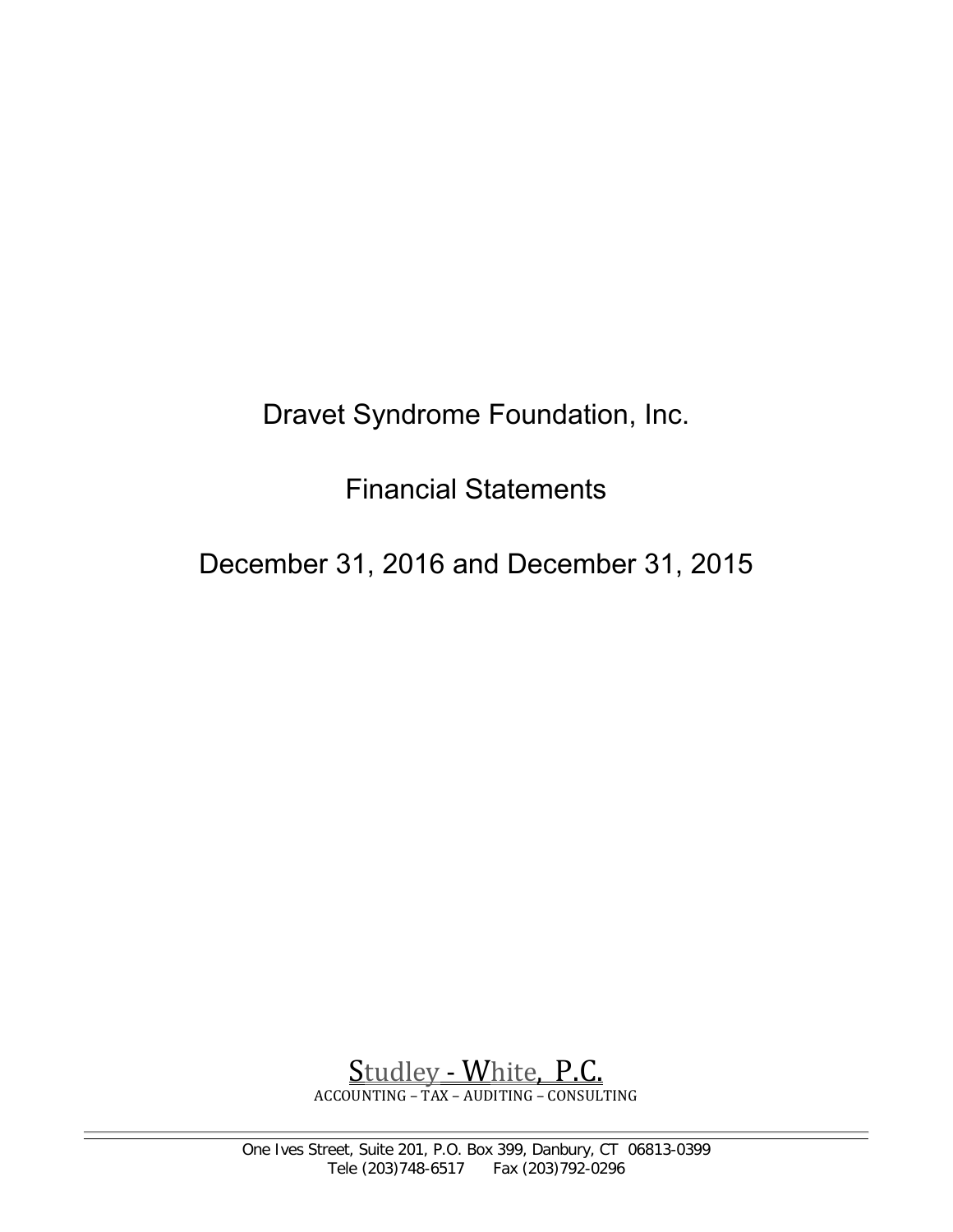# Dravet Syndrome Foundation, Inc.

## Financial Statements

## December 31, 2016 and December 31, 2015

Studley - White, P.C.
ACCOUNTING – TAX – AUDITING – CONSULTING

One Ives Street, Suite 201, P.O. Box 399, Danbury, CT 06813-0399
Tele (203)748-6517 Fax (203)792-0296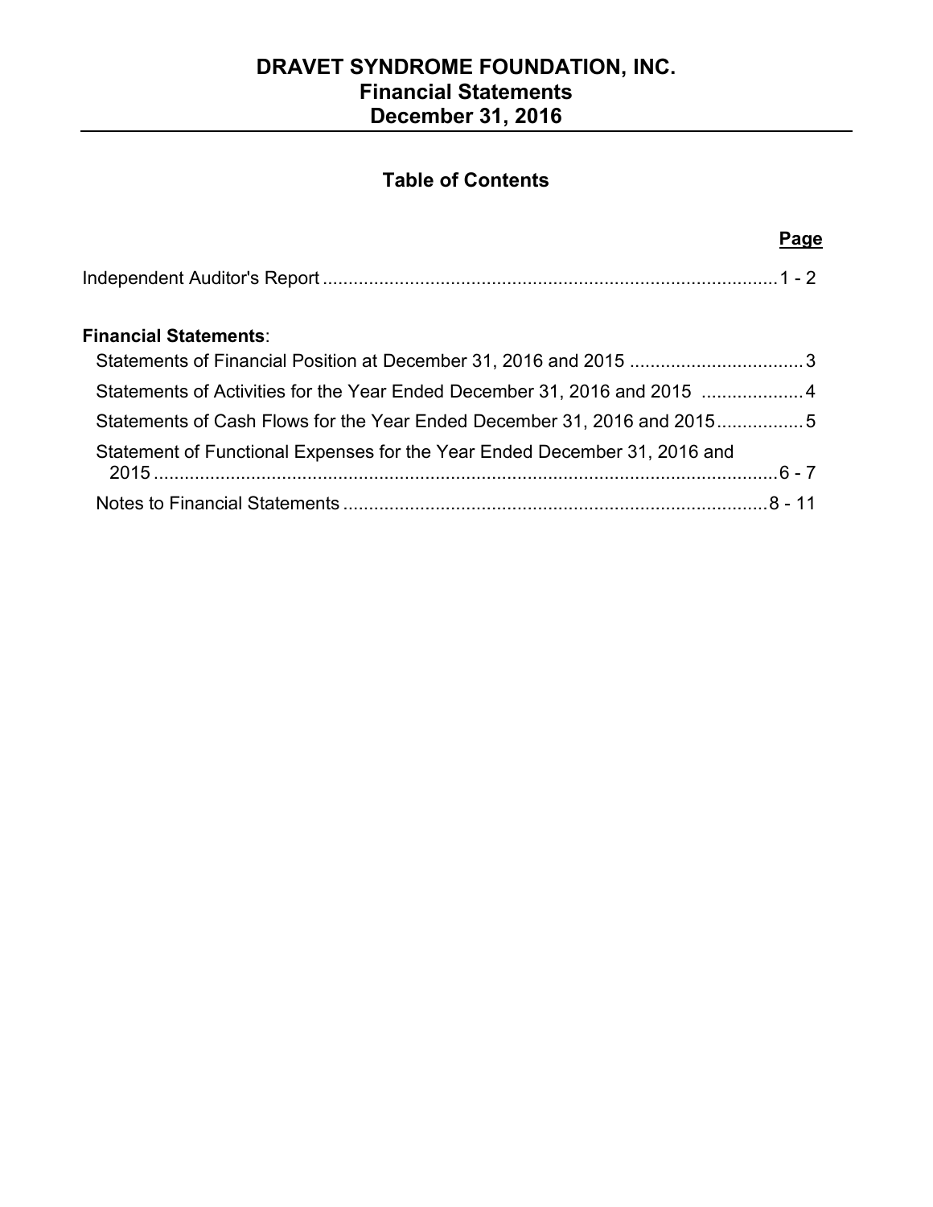# DRAVET SYNDROME FOUNDATION, INC.
## Financial Statements
## December 31, 2016

### Table of Contents

| | Page |
|---|---|
| Independent Auditor's Report | 1 - 2 |
| **Financial Statements**: | |
| Statements of Financial Position at December 31, 2016 and 2015 | 3 |
| Statements of Activities for the Year Ended December 31, 2016 and 2015 | 4 |
| Statements of Cash Flows for the Year Ended December 31, 2016 and 2015 | 5 |
| Statement of Functional Expenses for the Year Ended December 31, 2016 and 2015 | 6 - 7 |
| Notes to Financial Statements | 8 - 11 |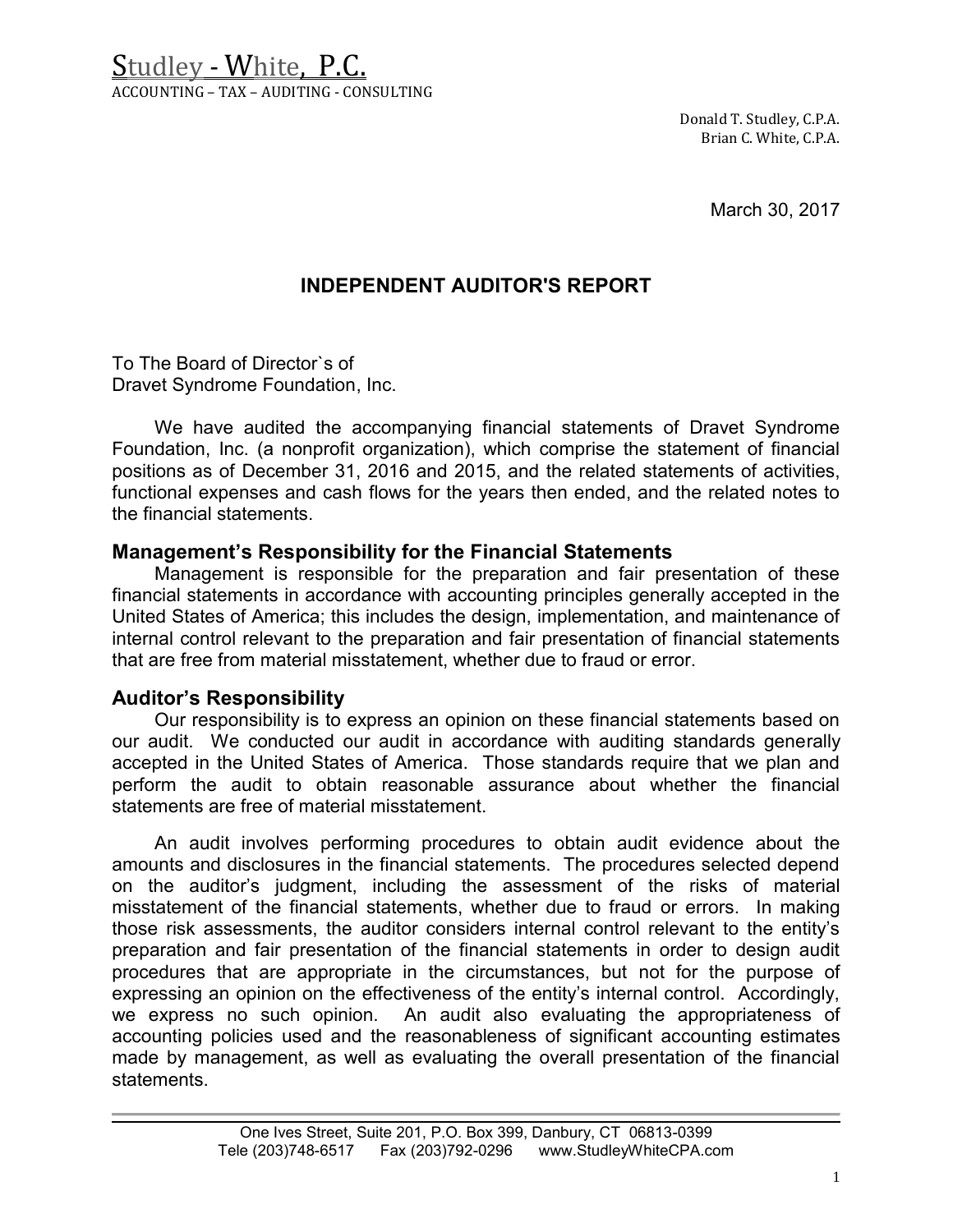# Studley - White, P.C.

ACCOUNTING – TAX – AUDITING - CONSULTING

Donald T. Studley, C.P.A.
Brian C. White, C.P.A.

March 30, 2017

## INDEPENDENT AUDITOR'S REPORT

To The Board of Director`s of
Dravet Syndrome Foundation, Inc.

We have audited the accompanying financial statements of Dravet Syndrome Foundation, Inc. (a nonprofit organization), which comprise the statement of financial positions as of December 31, 2016 and 2015, and the related statements of activities, functional expenses and cash flows for the years then ended, and the related notes to the financial statements.

### Management's Responsibility for the Financial Statements

Management is responsible for the preparation and fair presentation of these financial statements in accordance with accounting principles generally accepted in the United States of America; this includes the design, implementation, and maintenance of internal control relevant to the preparation and fair presentation of financial statements that are free from material misstatement, whether due to fraud or error.

### Auditor's Responsibility

Our responsibility is to express an opinion on these financial statements based on our audit. We conducted our audit in accordance with auditing standards generally accepted in the United States of America. Those standards require that we plan and perform the audit to obtain reasonable assurance about whether the financial statements are free of material misstatement.

An audit involves performing procedures to obtain audit evidence about the amounts and disclosures in the financial statements. The procedures selected depend on the auditor's judgment, including the assessment of the risks of material misstatement of the financial statements, whether due to fraud or errors. In making those risk assessments, the auditor considers internal control relevant to the entity's preparation and fair presentation of the financial statements in order to design audit procedures that are appropriate in the circumstances, but not for the purpose of expressing an opinion on the effectiveness of the entity's internal control. Accordingly, we express no such opinion. An audit also evaluating the appropriateness of accounting policies used and the reasonableness of significant accounting estimates made by management, as well as evaluating the overall presentation of the financial statements.

One Ives Street, Suite 201, P.O. Box 399, Danbury, CT 06813-0399
Tele (203)748-6517 Fax (203)792-0296 www.StudleyWhiteCPA.com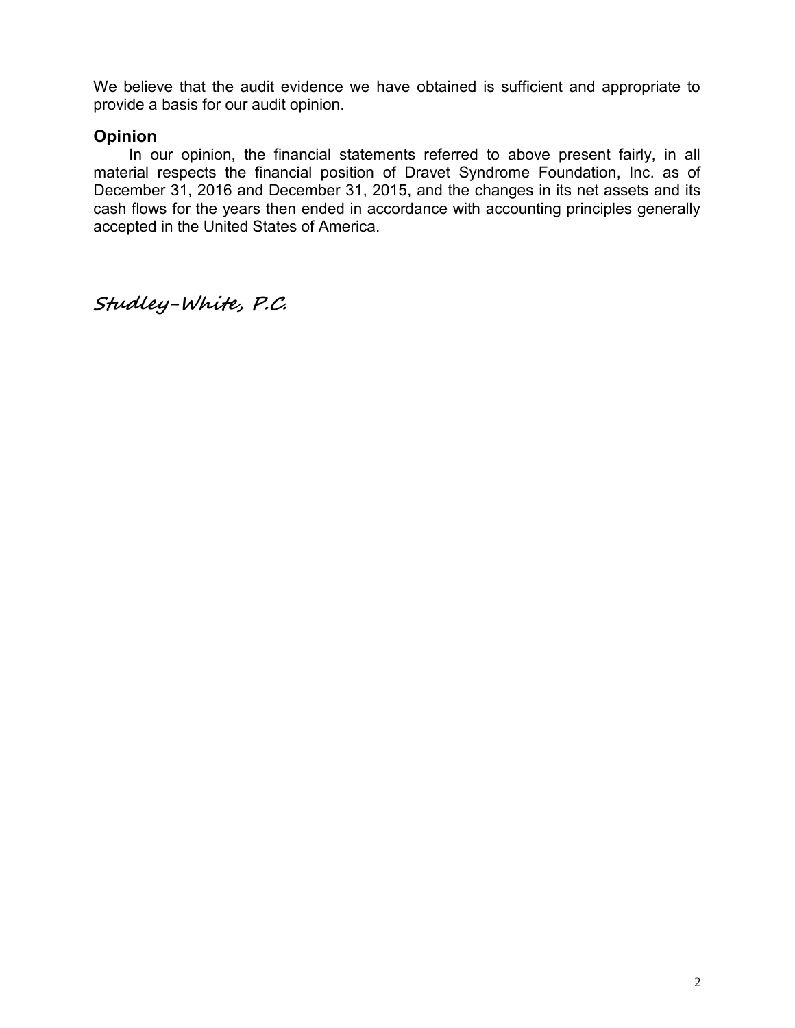We believe that the audit evidence we have obtained is sufficient and appropriate to provide a basis for our audit opinion.

## Opinion

In our opinion, the financial statements referred to above present fairly, in all material respects the financial position of Dravet Syndrome Foundation, Inc. as of December 31, 2016 and December 31, 2015, and the changes in its net assets and its cash flows for the years then ended in accordance with accounting principles generally accepted in the United States of America.

*Studley-White, P.C.*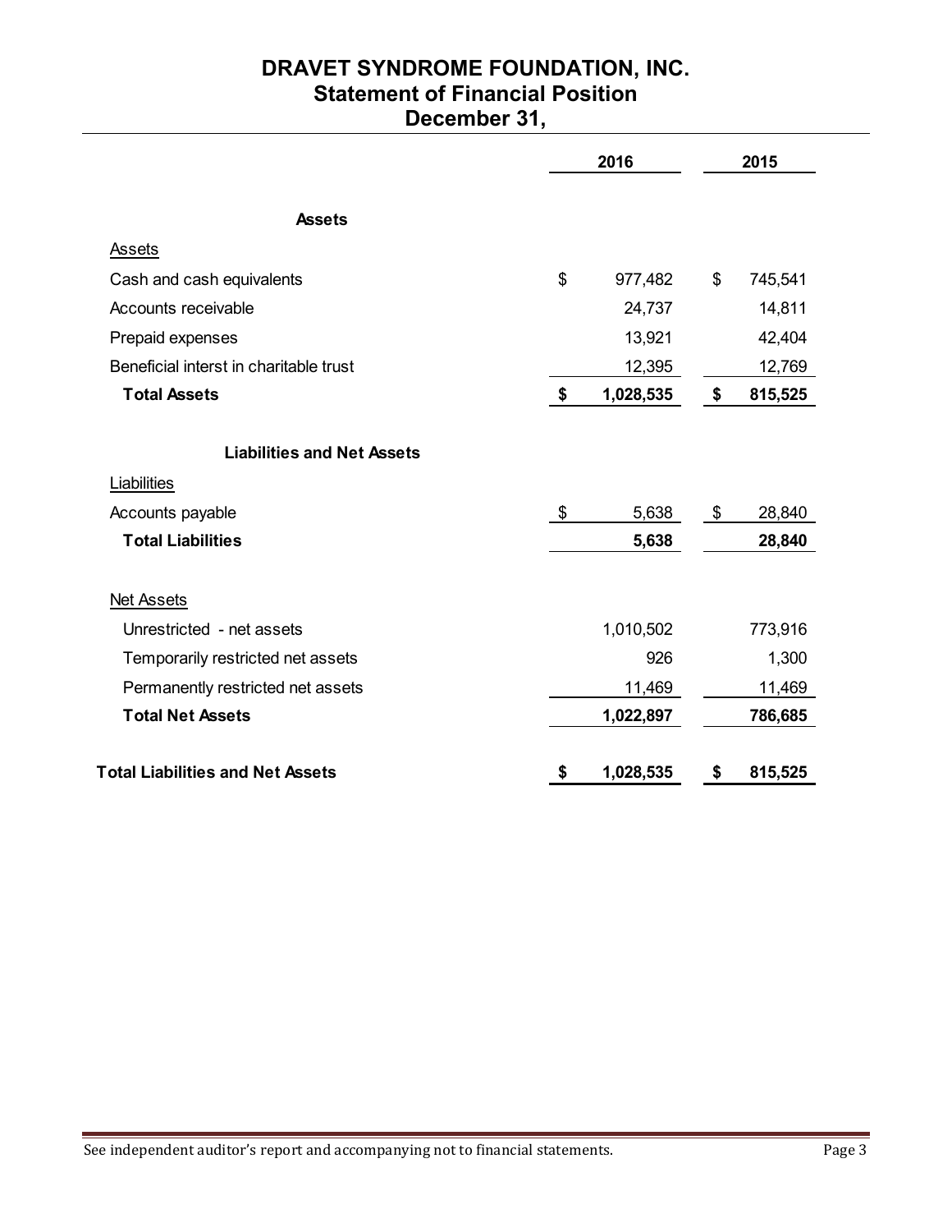# DRAVET SYNDROME FOUNDATION, INC.
## Statement of Financial Position
## December 31,

| | 2016 | 2015 |
|---|---|---|
| **Assets** | | |
| Assets | | |
| Cash and cash equivalents | $ 977,482 | $ 745,541 |
| Accounts receivable | 24,737 | 14,811 |
| Prepaid expenses | 13,921 | 42,404 |
| Beneficial interst in charitable trust | 12,395 | 12,769 |
| **Total Assets** | **$ 1,028,535** | **$ 815,525** |
| **Liabilities and Net Assets** | | |
| Liabilities | | |
| Accounts payable | $ 5,638 | $ 28,840 |
| **Total Liabilities** | **5,638** | **28,840** |
| Net Assets | | |
| Unrestricted - net assets | 1,010,502 | 773,916 |
| Temporarily restricted net assets | 926 | 1,300 |
| Permanently restricted net assets | 11,469 | 11,469 |
| **Total Net Assets** | **1,022,897** | **786,685** |
| **Total Liabilities and Net Assets** | **$ 1,028,535** | **$ 815,525** |

See independent auditor's report and accompanying not to financial statements.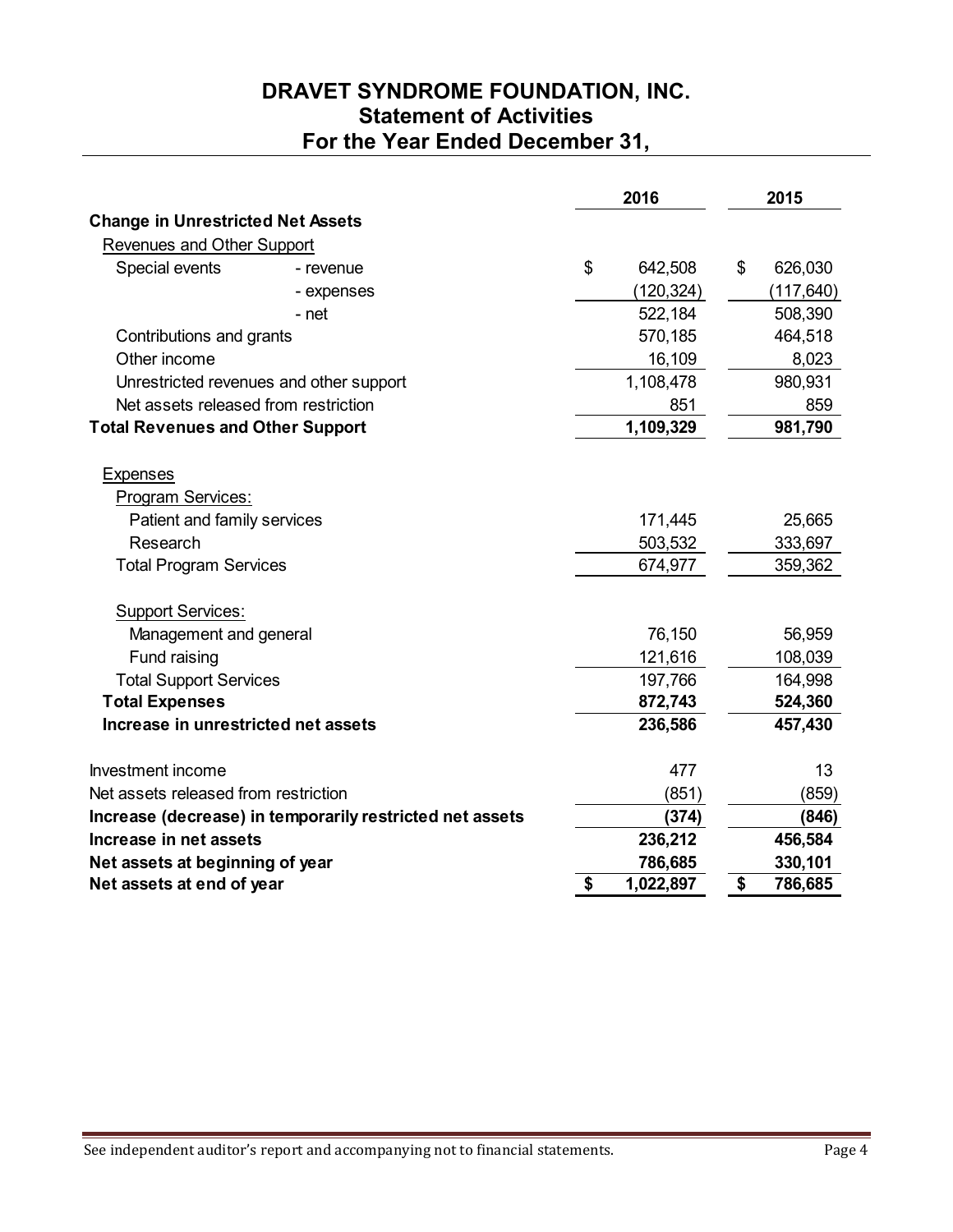# DRAVET SYNDROME FOUNDATION, INC.
## Statement of Activities
## For the Year Ended December 31,

| | 2016 | 2015 |
|---|---|---|
| **Change in Unrestricted Net Assets** | | |
| Revenues and Other Support | | |
| Special events - revenue | $ 642,508 | $ 626,030 |
| - expenses | (120,324) | (117,640) |
| - net | 522,184 | 508,390 |
| Contributions and grants | 570,185 | 464,518 |
| Other income | 16,109 | 8,023 |
| Unrestricted revenues and other support | 1,108,478 | 980,931 |
| Net assets released from restriction | 851 | 859 |
| **Total Revenues and Other Support** | **1,109,329** | **981,790** |
| Expenses | | |
| Program Services: | | |
| Patient and family services | 171,445 | 25,665 |
| Research | 503,532 | 333,697 |
| Total Program Services | 674,977 | 359,362 |
| Support Services: | | |
| Management and general | 76,150 | 56,959 |
| Fund raising | 121,616 | 108,039 |
| Total Support Services | 197,766 | 164,998 |
| **Total Expenses** | **872,743** | **524,360** |
| **Increase in unrestricted net assets** | **236,586** | **457,430** |
| Investment income | 477 | 13 |
| Net assets released from restriction | (851) | (859) |
| **Increase (decrease) in temporarily restricted net assets** | **(374)** | **(846)** |
| **Increase in net assets** | **236,212** | **456,584** |
| **Net assets at beginning of year** | **786,685** | **330,101** |
| **Net assets at end of year** | **$ 1,022,897** | **$ 786,685** |

See independent auditor's report and accompanying not to financial statements.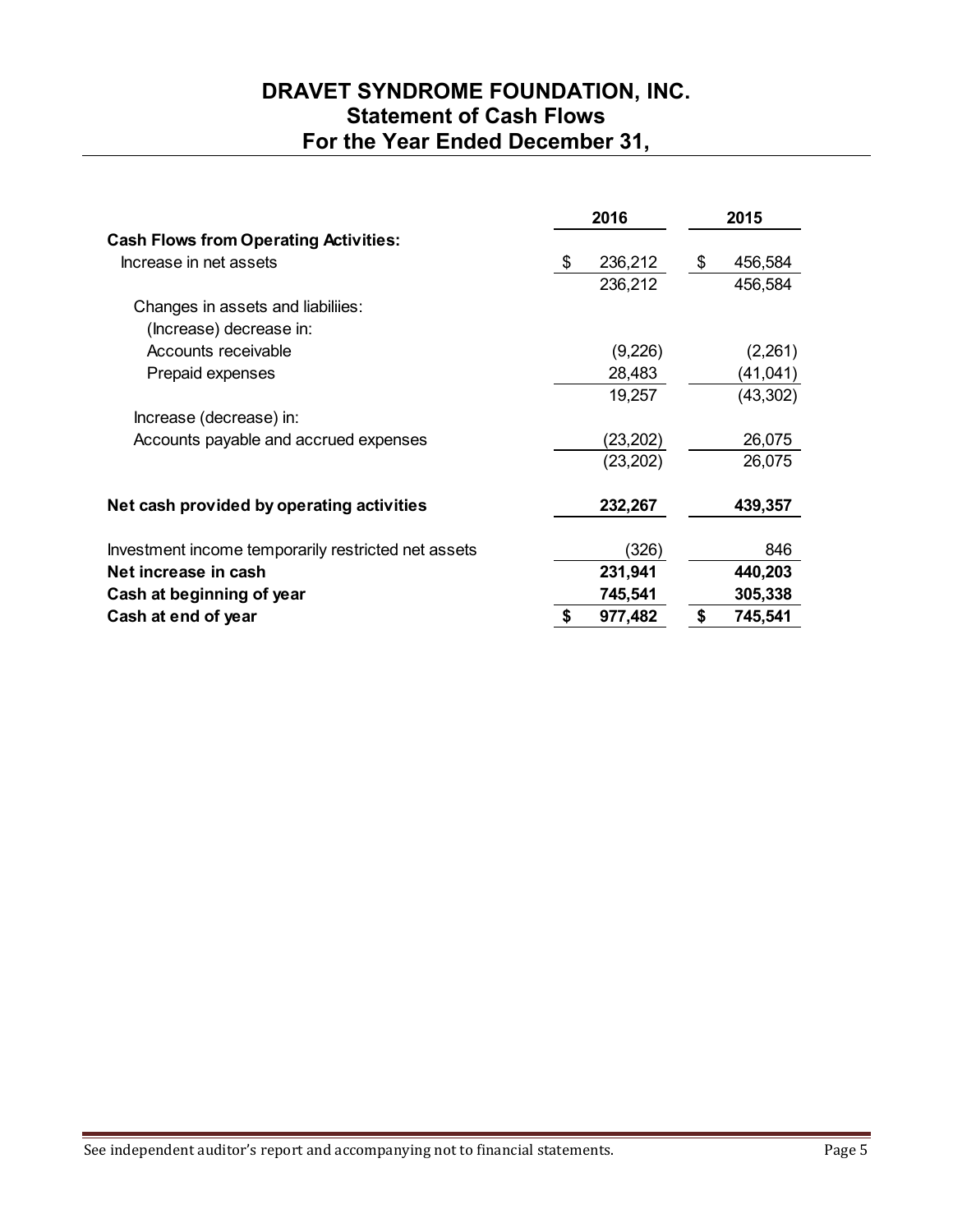# DRAVET SYNDROME FOUNDATION, INC.
## Statement of Cash Flows
## For the Year Ended December 31,

| | 2016 | 2015 |
|---|---|---|
| **Cash Flows from Operating Activities:** | | |
| Increase in net assets | $ 236,212 | $ 456,584 |
| | 236,212 | 456,584 |
| Changes in assets and liabiliies: | | |
| (Increase) decrease in: | | |
| Accounts receivable | (9,226) | (2,261) |
| Prepaid expenses | 28,483 | (41,041) |
| | 19,257 | (43,302) |
| Increase (decrease) in: | | |
| Accounts payable and accrued expenses | (23,202) | 26,075 |
| | (23,202) | 26,075 |
| **Net cash provided by operating activities** | **232,267** | **439,357** |
| Investment income temporarily restricted net assets | (326) | 846 |
| **Net increase in cash** | **231,941** | **440,203** |
| **Cash at beginning of year** | **745,541** | **305,338** |
| **Cash at end of year** | **$ 977,482** | **$ 745,541** |

See independent auditor's report and accompanying not to financial statements.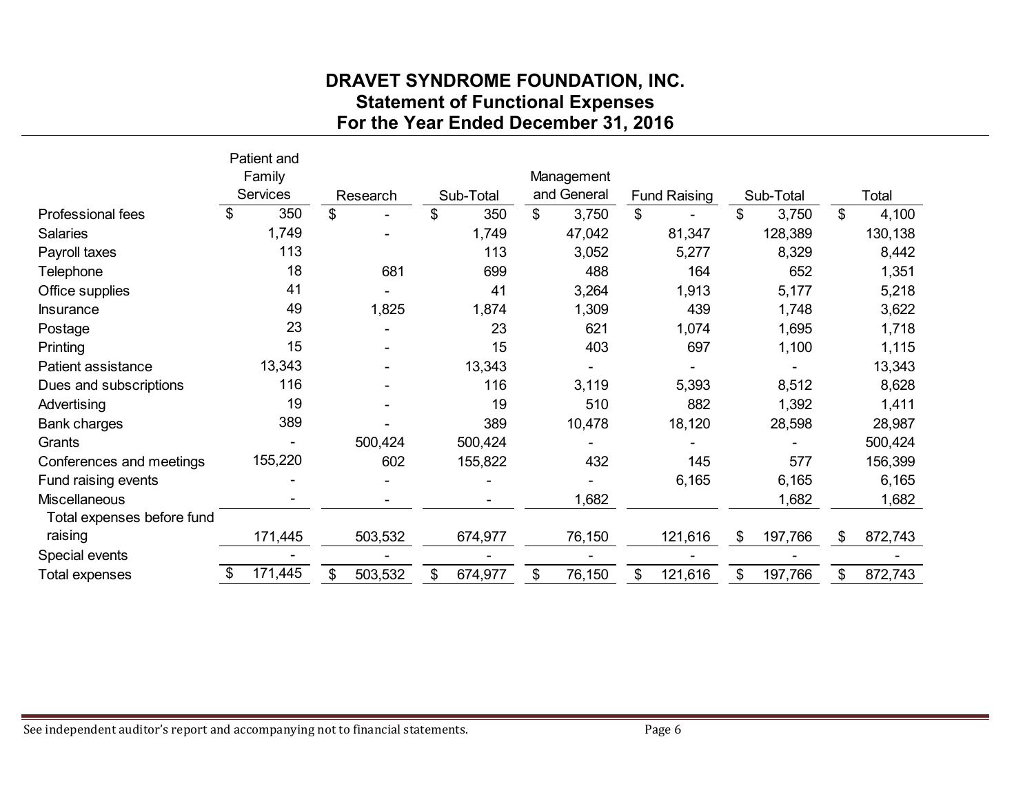# DRAVET SYNDROME FOUNDATION, INC.
## Statement of Functional Expenses
## For the Year Ended December 31, 2016

| | Patient and Family Services | Research | Sub-Total | Management and General | Fund Raising | Sub-Total | Total |
|---|---|---|---|---|---|---|---|
| Professional fees | $ 350 | $ - | $ 350 | $ 3,750 | $ - | $ 3,750 | $ 4,100 |
| Salaries | 1,749 | - | 1,749 | 47,042 | 81,347 | 128,389 | 130,138 |
| Payroll taxes | 113 | | 113 | 3,052 | 5,277 | 8,329 | 8,442 |
| Telephone | 18 | 681 | 699 | 488 | 164 | 652 | 1,351 |
| Office supplies | 41 | - | 41 | 3,264 | 1,913 | 5,177 | 5,218 |
| Insurance | 49 | 1,825 | 1,874 | 1,309 | 439 | 1,748 | 3,622 |
| Postage | 23 | - | 23 | 621 | 1,074 | 1,695 | 1,718 |
| Printing | 15 | - | 15 | 403 | 697 | 1,100 | 1,115 |
| Patient assistance | 13,343 | - | 13,343 | - | - | - | 13,343 |
| Dues and subscriptions | 116 | - | 116 | 3,119 | 5,393 | 8,512 | 8,628 |
| Advertising | 19 | - | 19 | 510 | 882 | 1,392 | 1,411 |
| Bank charges | 389 | - | 389 | 10,478 | 18,120 | 28,598 | 28,987 |
| Grants | - | 500,424 | 500,424 | - | - | - | 500,424 |
| Conferences and meetings | 155,220 | 602 | 155,822 | 432 | 145 | 577 | 156,399 |
| Fund raising events | - | - | - | - | 6,165 | 6,165 | 6,165 |
| Miscellaneous | - | - | - | 1,682 | | 1,682 | 1,682 |
| Total expenses before fund raising | 171,445 | 503,532 | 674,977 | 76,150 | 121,616 | $ 197,766 | $ 872,743 |
| Special events | - | - | - | - | - | - | - |
| Total expenses | $ 171,445 | $ 503,532 | $ 674,977 | $ 76,150 | $ 121,616 | $ 197,766 | $ 872,743 |

See independent auditor's report and accompanying not to financial statements.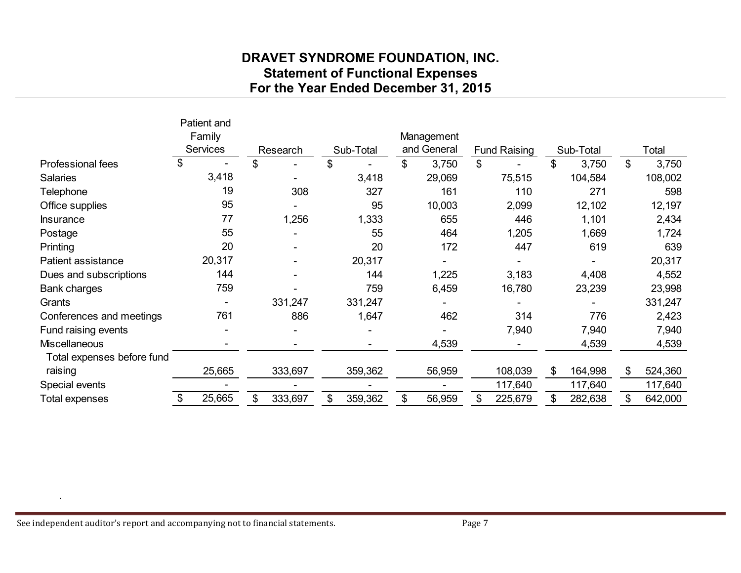**DRAVET SYNDROME FOUNDATION, INC.**
**Statement of Functional Expenses**
**For the Year Ended December 31, 2015**

| | Patient and Family Services | Research | Sub-Total | Management and General | Fund Raising | Sub-Total | Total |
|---|---|---|---|---|---|---|---|
| Professional fees | $ - | $ - | $ - | $ 3,750 | $ - | $ 3,750 | $ 3,750 |
| Salaries | 3,418 | - | 3,418 | 29,069 | 75,515 | 104,584 | 108,002 |
| Telephone | 19 | 308 | 327 | 161 | 110 | 271 | 598 |
| Office supplies | 95 | - | 95 | 10,003 | 2,099 | 12,102 | 12,197 |
| Insurance | 77 | 1,256 | 1,333 | 655 | 446 | 1,101 | 2,434 |
| Postage | 55 | - | 55 | 464 | 1,205 | 1,669 | 1,724 |
| Printing | 20 | - | 20 | 172 | 447 | 619 | 639 |
| Patient assistance | 20,317 | - | 20,317 | - | - | - | 20,317 |
| Dues and subscriptions | 144 | - | 144 | 1,225 | 3,183 | 4,408 | 4,552 |
| Bank charges | 759 | - | 759 | 6,459 | 16,780 | 23,239 | 23,998 |
| Grants | - | 331,247 | 331,247 | - | - | - | 331,247 |
| Conferences and meetings | 761 | 886 | 1,647 | 462 | 314 | 776 | 2,423 |
| Fund raising events | - | - | - | - | 7,940 | 7,940 | 7,940 |
| Miscellaneous | - | - | - | 4,539 | - | 4,539 | 4,539 |
| Total expenses before fund raising | 25,665 | 333,697 | 359,362 | 56,959 | 108,039 | $ 164,998 | $ 524,360 |
| Special events | - | - | - | - | 117,640 | 117,640 | 117,640 |
| Total expenses | $ 25,665 | $ 333,697 | $ 359,362 | $ 56,959 | $ 225,679 | $ 282,638 | $ 642,000 |

See independent auditor's report and accompanying not to financial statements.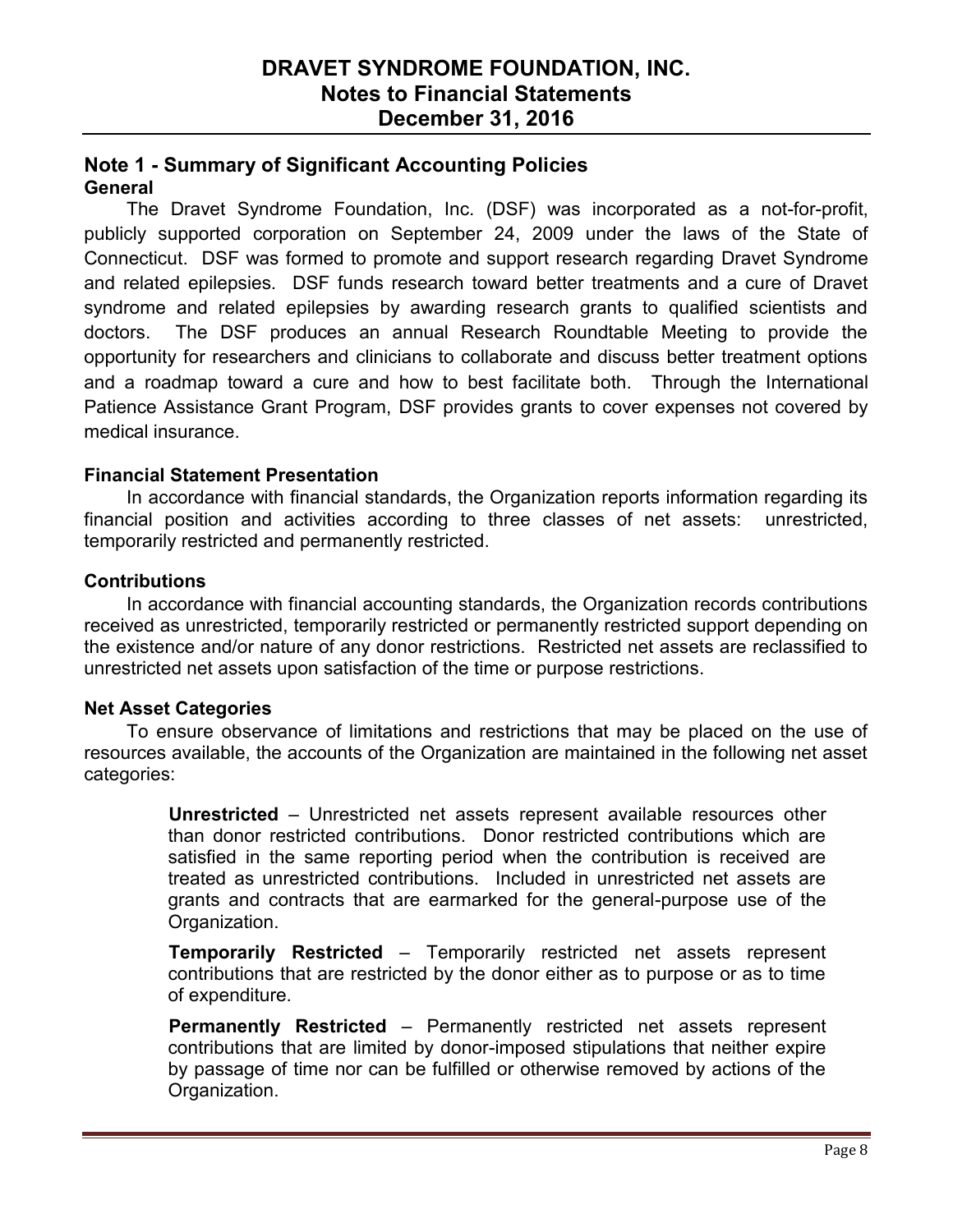# DRAVET SYNDROME FOUNDATION, INC.
## Notes to Financial Statements
## December 31, 2016

## Note 1 - Summary of Significant Accounting Policies

### General

The Dravet Syndrome Foundation, Inc. (DSF) was incorporated as a not-for-profit, publicly supported corporation on September 24, 2009 under the laws of the State of Connecticut. DSF was formed to promote and support research regarding Dravet Syndrome and related epilepsies. DSF funds research toward better treatments and a cure of Dravet syndrome and related epilepsies by awarding research grants to qualified scientists and doctors. The DSF produces an annual Research Roundtable Meeting to provide the opportunity for researchers and clinicians to collaborate and discuss better treatment options and a roadmap toward a cure and how to best facilitate both. Through the International Patience Assistance Grant Program, DSF provides grants to cover expenses not covered by medical insurance.

### Financial Statement Presentation

In accordance with financial standards, the Organization reports information regarding its financial position and activities according to three classes of net assets: unrestricted, temporarily restricted and permanently restricted.

### Contributions

In accordance with financial accounting standards, the Organization records contributions received as unrestricted, temporarily restricted or permanently restricted support depending on the existence and/or nature of any donor restrictions. Restricted net assets are reclassified to unrestricted net assets upon satisfaction of the time or purpose restrictions.

### Net Asset Categories

To ensure observance of limitations and restrictions that may be placed on the use of resources available, the accounts of the Organization are maintained in the following net asset categories:

**Unrestricted** – Unrestricted net assets represent available resources other than donor restricted contributions. Donor restricted contributions which are satisfied in the same reporting period when the contribution is received are treated as unrestricted contributions. Included in unrestricted net assets are grants and contracts that are earmarked for the general-purpose use of the Organization.

**Temporarily Restricted** – Temporarily restricted net assets represent contributions that are restricted by the donor either as to purpose or as to time of expenditure.

**Permanently Restricted** – Permanently restricted net assets represent contributions that are limited by donor-imposed stipulations that neither expire by passage of time nor can be fulfilled or otherwise removed by actions of the Organization.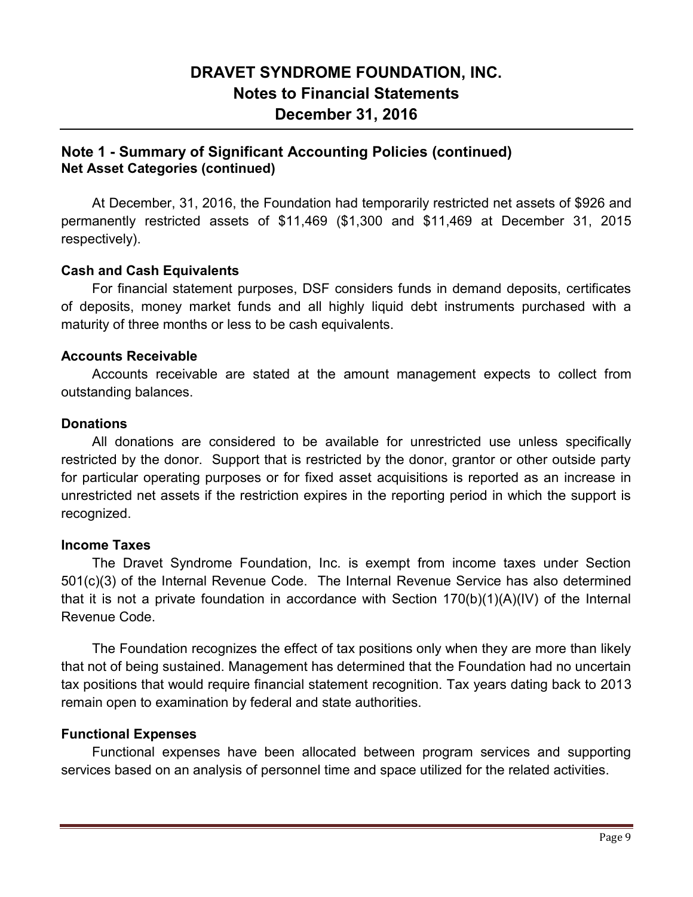# DRAVET SYNDROME FOUNDATION, INC.
## Notes to Financial Statements
## December 31, 2016

### Note 1 - Summary of Significant Accounting Policies (continued)
**Net Asset Categories (continued)**

At December, 31, 2016, the Foundation had temporarily restricted net assets of $926 and permanently restricted assets of $11,469 ($1,300 and $11,469 at December 31, 2015 respectively).

**Cash and Cash Equivalents**

For financial statement purposes, DSF considers funds in demand deposits, certificates of deposits, money market funds and all highly liquid debt instruments purchased with a maturity of three months or less to be cash equivalents.

**Accounts Receivable**

Accounts receivable are stated at the amount management expects to collect from outstanding balances.

**Donations**

All donations are considered to be available for unrestricted use unless specifically restricted by the donor. Support that is restricted by the donor, grantor or other outside party for particular operating purposes or for fixed asset acquisitions is reported as an increase in unrestricted net assets if the restriction expires in the reporting period in which the support is recognized.

**Income Taxes**

The Dravet Syndrome Foundation, Inc. is exempt from income taxes under Section 501(c)(3) of the Internal Revenue Code. The Internal Revenue Service has also determined that it is not a private foundation in accordance with Section 170(b)(1)(A)(IV) of the Internal Revenue Code.

The Foundation recognizes the effect of tax positions only when they are more than likely that not of being sustained. Management has determined that the Foundation had no uncertain tax positions that would require financial statement recognition. Tax years dating back to 2013 remain open to examination by federal and state authorities.

**Functional Expenses**

Functional expenses have been allocated between program services and supporting services based on an analysis of personnel time and space utilized for the related activities.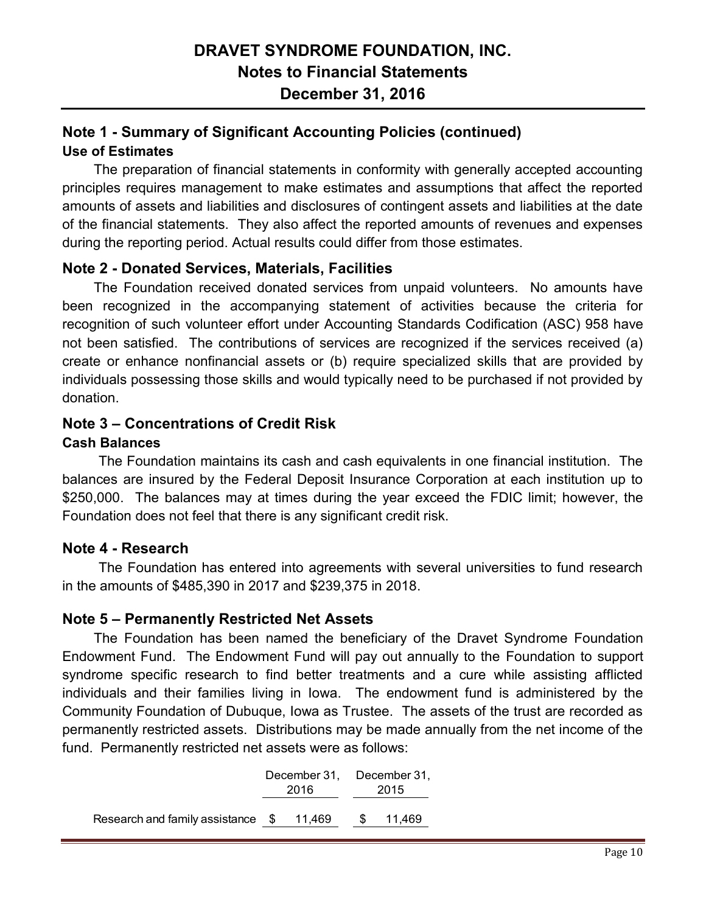# DRAVET SYNDROME FOUNDATION, INC.
## Notes to Financial Statements
## December 31, 2016

## Note 1 - Summary of Significant Accounting Policies (continued)

### Use of Estimates

The preparation of financial statements in conformity with generally accepted accounting principles requires management to make estimates and assumptions that affect the reported amounts of assets and liabilities and disclosures of contingent assets and liabilities at the date of the financial statements. They also affect the reported amounts of revenues and expenses during the reporting period. Actual results could differ from those estimates.

## Note 2 - Donated Services, Materials, Facilities

The Foundation received donated services from unpaid volunteers. No amounts have been recognized in the accompanying statement of activities because the criteria for recognition of such volunteer effort under Accounting Standards Codification (ASC) 958 have not been satisfied. The contributions of services are recognized if the services received (a) create or enhance nonfinancial assets or (b) require specialized skills that are provided by individuals possessing those skills and would typically need to be purchased if not provided by donation.

## Note 3 – Concentrations of Credit Risk

### Cash Balances

The Foundation maintains its cash and cash equivalents in one financial institution. The balances are insured by the Federal Deposit Insurance Corporation at each institution up to $250,000. The balances may at times during the year exceed the FDIC limit; however, the Foundation does not feel that there is any significant credit risk.

## Note 4 - Research

The Foundation has entered into agreements with several universities to fund research in the amounts of $485,390 in 2017 and $239,375 in 2018.

## Note 5 – Permanently Restricted Net Assets

The Foundation has been named the beneficiary of the Dravet Syndrome Foundation Endowment Fund. The Endowment Fund will pay out annually to the Foundation to support syndrome specific research to find better treatments and a cure while assisting afflicted individuals and their families living in Iowa. The endowment fund is administered by the Community Foundation of Dubuque, Iowa as Trustee. The assets of the trust are recorded as permanently restricted assets. Distributions may be made annually from the net income of the fund. Permanently restricted net assets were as follows:

| | December 31, 2016 | December 31, 2015 |
|---|---|---|
| Research and family assistance | $ 11,469 | $ 11,469 |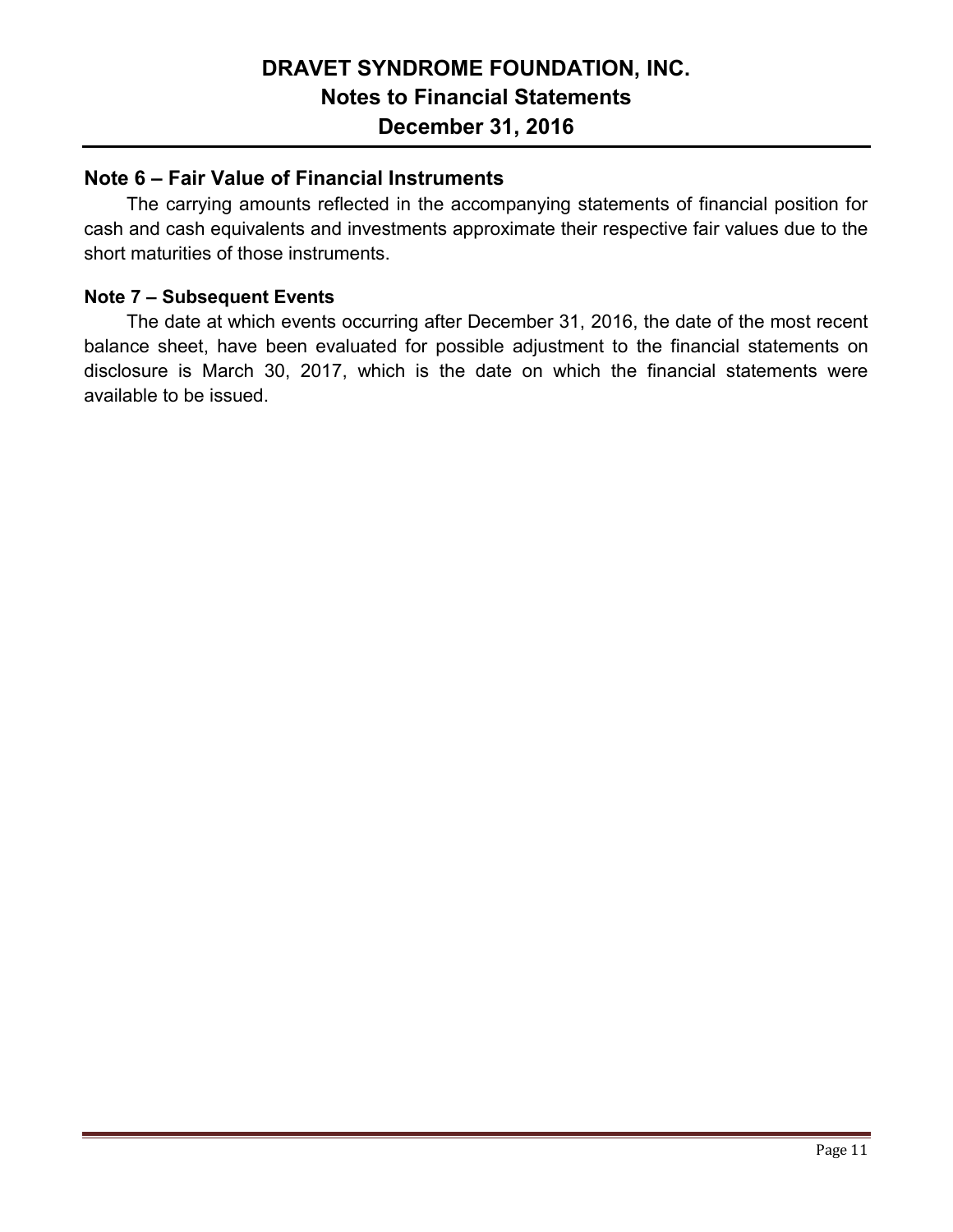## Note 6 – Fair Value of Financial Instruments

The carrying amounts reflected in the accompanying statements of financial position for cash and cash equivalents and investments approximate their respective fair values due to the short maturities of those instruments.

## Note 7 – Subsequent Events

The date at which events occurring after December 31, 2016, the date of the most recent balance sheet, have been evaluated for possible adjustment to the financial statements on disclosure is March 30, 2017, which is the date on which the financial statements were available to be issued.